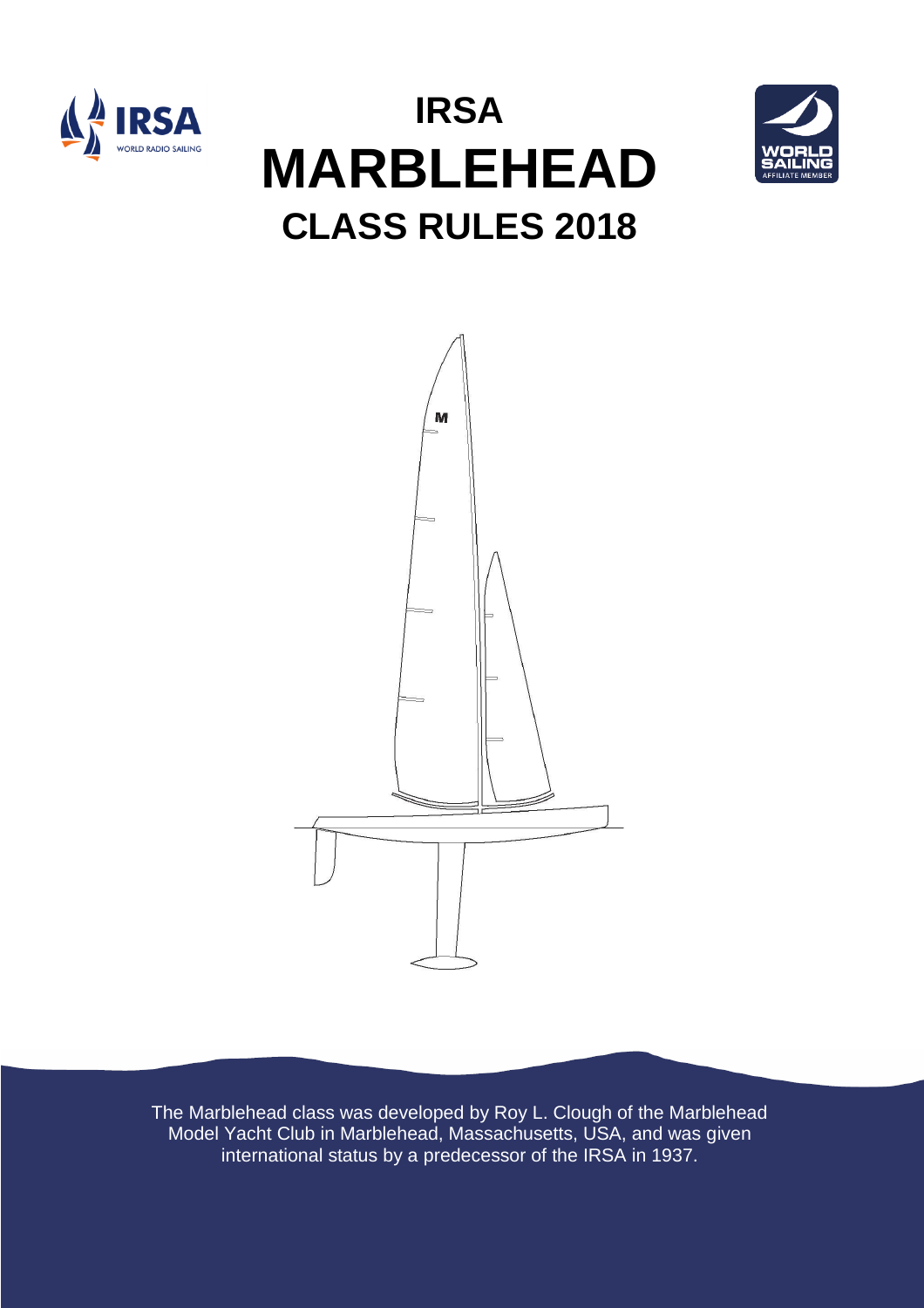# IRSA MARBLEHEAD CLASS RULES 2018

The Marblehead class was developed by Roy L. Clough of the Marblehead Model Yacht Club in Marblehead, Massachusetts, USA, and was given international status by a predecessor of the IRSA in 1937.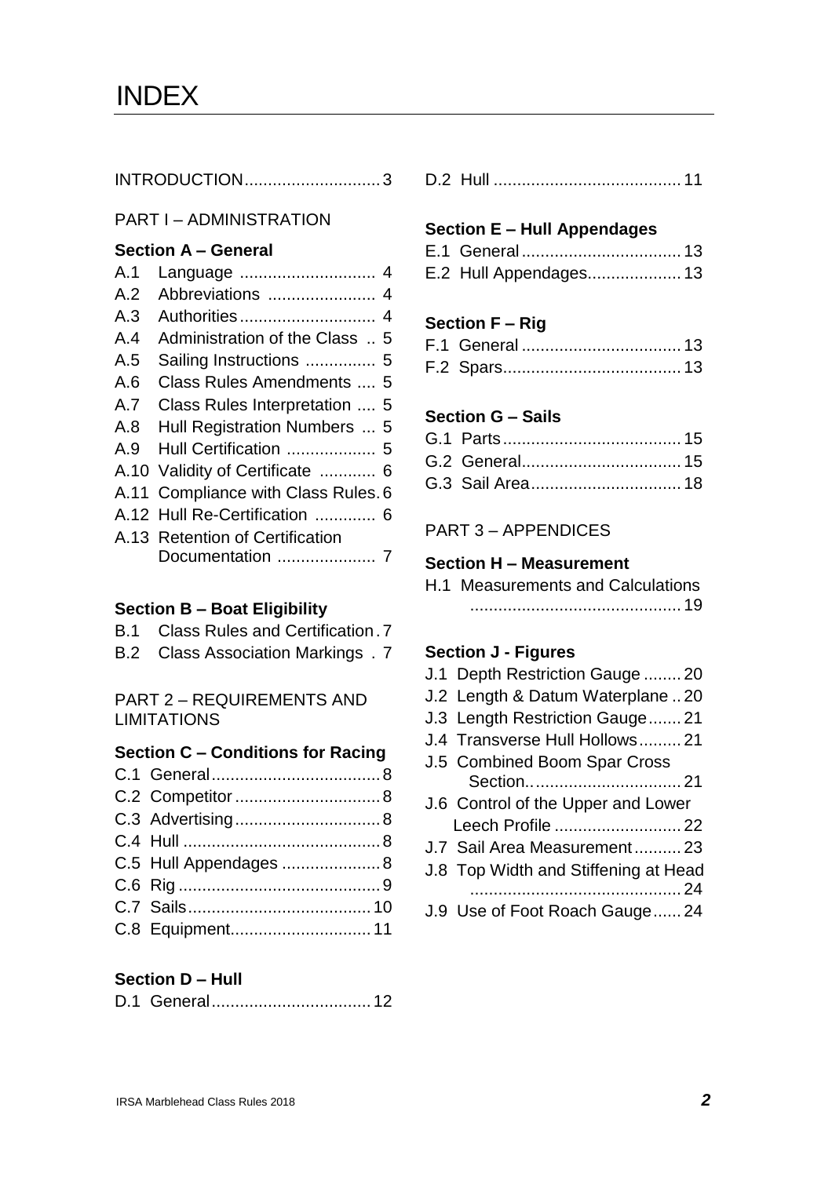# INDEX

INTRODUCTION............................3

PART I – ADMINISTRATION

**Section A – General**

A.1 Language ............................ 4
A.2 Abbreviations ...................... 4
A.3 Authorities............................ 4
A.4 Administration of the Class .. 5
A.5 Sailing Instructions ............... 5
A.6 Class Rules Amendments .... 5
A.7 Class Rules Interpretation .... 5
A.8 Hull Registration Numbers ... 5
A.9 Hull Certification .................. 5
A.10 Validity of Certificate ............ 6
A.11 Compliance with Class Rules. 6
A.12 Hull Re-Certification ............. 6
A.13 Retention of Certification Documentation ..................... 7

**Section B – Boat Eligibility**

B.1 Class Rules and Certification. 7
B.2 Class Association Markings . 7

PART 2 – REQUIREMENTS AND LIMITATIONS

**Section C – Conditions for Racing**

C.1 General.................................... 8
C.2 Competitor ............................... 8
C.3 Advertising............................... 8
C.4 Hull .......................................... 8
C.5 Hull Appendages ..................... 8
C.6 Rig ........................................... 9
C.7 Sails....................................... 10
C.8 Equipment.............................. 11

**Section D – Hull**

D.1 General.................................. 12
D.2 Hull ........................................ 11

**Section E – Hull Appendages**

E.1 General .................................. 13
E.2 Hull Appendages.................... 13

**Section F – Rig**

F.1 General .................................. 13
F.2 Spars...................................... 13

**Section G – Sails**

G.1 Parts...................................... 15
G.2 General.................................. 15
G.3 Sail Area................................ 18

PART 3 – APPENDICES

**Section H – Measurement**

H.1 Measurements and Calculations ............................................ 19

**Section J - Figures**

J.1 Depth Restriction Gauge ........ 20
J.2 Length & Datum Waterplane .. 20
J.3 Length Restriction Gauge....... 21
J.4 Transverse Hull Hollows......... 21
J.5 Combined Boom Spar Cross Section.. .............................. 21
J.6 Control of the Upper and Lower Leech Profile ........................... 22
J.7 Sail Area Measurement.......... 23
J.8 Top Width and Stiffening at Head ............................................ 24
J.9 Use of Foot Roach Gauge...... 24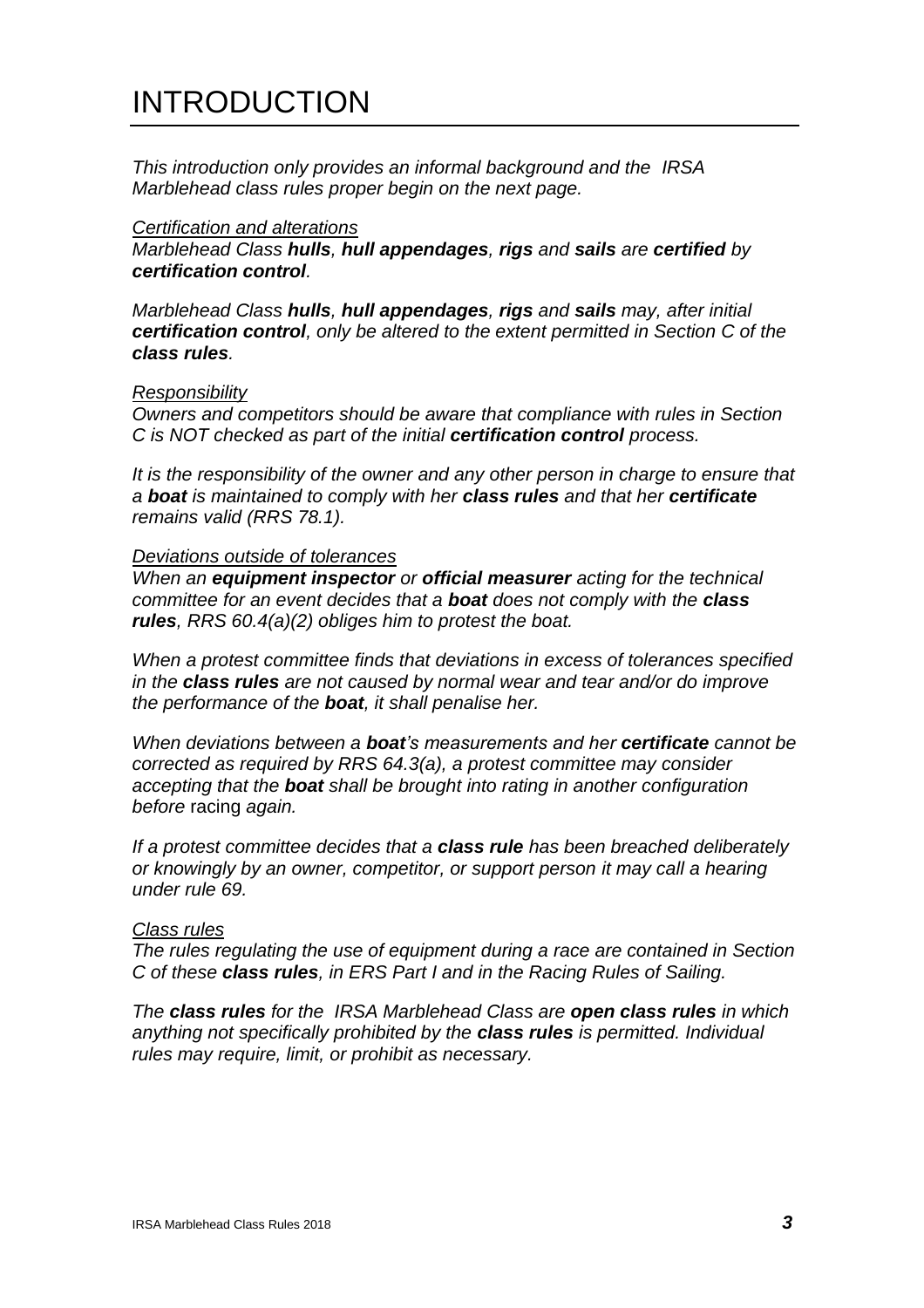# INTRODUCTION

*This introduction only provides an informal background and the IRSA Marblehead class rules proper begin on the next page.*

*Certification and alterations*
*Marblehead Class **hulls**, **hull appendages**, **rigs** and **sails** are **certified** by **certification control**.*

*Marblehead Class **hulls**, **hull appendages**, **rigs** and **sails** may, after initial **certification control**, only be altered to the extent permitted in Section C of the **class rules**.*

*Responsibility*
*Owners and competitors should be aware that compliance with rules in Section C is NOT checked as part of the initial **certification control** process.*

*It is the responsibility of the owner and any other person in charge to ensure that a **boat** is maintained to comply with her **class rules** and that her **certificate** remains valid (RRS 78.1).*

*Deviations outside of tolerances*
*When an **equipment inspector** or **official measurer** acting for the technical committee for an event decides that a **boat** does not comply with the **class rules**, RRS 60.4(a)(2) obliges him to protest the boat.*

*When a protest committee finds that deviations in excess of tolerances specified in the **class rules** are not caused by normal wear and tear and/or do improve the performance of the **boat**, it shall penalise her.*

*When deviations between a **boat**'s measurements and her **certificate** cannot be corrected as required by RRS 64.3(a), a protest committee may consider accepting that the **boat** shall be brought into rating in another configuration before* racing *again.*

*If a protest committee decides that a **class rule** has been breached deliberately or knowingly by an owner, competitor, or support person it may call a hearing under rule 69.*

*Class rules*
*The rules regulating the use of equipment during a race are contained in Section C of these **class rules**, in ERS Part I and in the Racing Rules of Sailing.*

*The **class rules** for the IRSA Marblehead Class are **open class rules** in which anything not specifically prohibited by the **class rules** is permitted. Individual rules may require, limit, or prohibit as necessary.*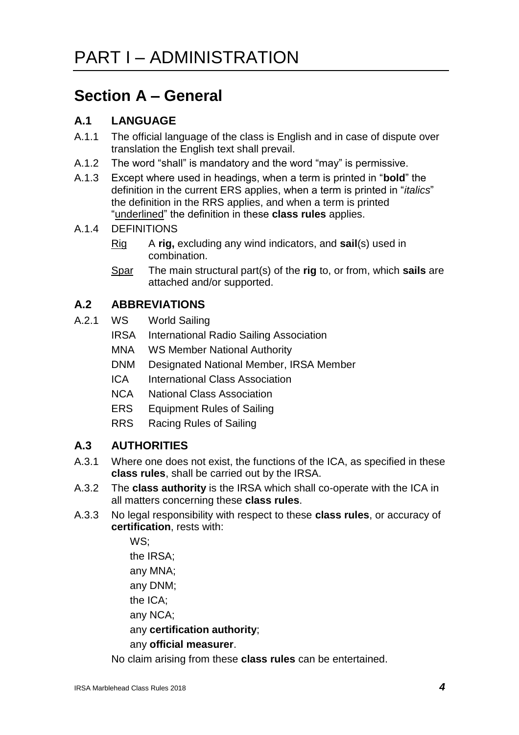# PART I – ADMINISTRATION

## Section A – General

### A.1 LANGUAGE

A.1.1 The official language of the class is English and in case of dispute over translation the English text shall prevail.

A.1.2 The word "shall" is mandatory and the word "may" is permissive.

A.1.3 Except where used in headings, when a term is printed in "**bold**" the definition in the current ERS applies, when a term is printed in "*italics*" the definition in the RRS applies, and when a term is printed "<u>underlined</u>" the definition in these **class rules** applies.

A.1.4 DEFINITIONS

<u>Rig</u> A **rig,** excluding any wind indicators, and **sail**(s) used in combination.

<u>Spar</u> The main structural part(s) of the **rig** to, or from, which **sails** are attached and/or supported.

### A.2 ABBREVIATIONS

A.2.1
- WS World Sailing
- IRSA International Radio Sailing Association
- MNA WS Member National Authority
- DNM Designated National Member, IRSA Member
- ICA International Class Association
- NCA National Class Association
- ERS Equipment Rules of Sailing
- RRS Racing Rules of Sailing

### A.3 AUTHORITIES

A.3.1 Where one does not exist, the functions of the ICA, as specified in these **class rules**, shall be carried out by the IRSA.

A.3.2 The **class authority** is the IRSA which shall co-operate with the ICA in all matters concerning these **class rules**.

A.3.3 No legal responsibility with respect to these **class rules**, or accuracy of **certification**, rests with:

WS;
the IRSA;
any MNA;
any DNM;
the ICA;
any NCA;
any **certification authority**;
any **official measurer**.

No claim arising from these **class rules** can be entertained.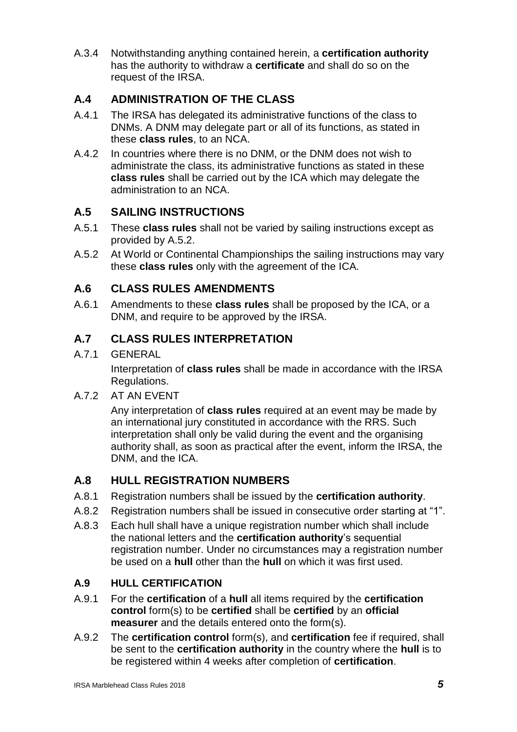A.3.4 Notwithstanding anything contained herein, a **certification authority** has the authority to withdraw a **certificate** and shall do so on the request of the IRSA.

## A.4 ADMINISTRATION OF THE CLASS

A.4.1 The IRSA has delegated its administrative functions of the class to DNMs. A DNM may delegate part or all of its functions, as stated in these **class rules**, to an NCA.

A.4.2 In countries where there is no DNM, or the DNM does not wish to administrate the class, its administrative functions as stated in these **class rules** shall be carried out by the ICA which may delegate the administration to an NCA.

## A.5 SAILING INSTRUCTIONS

A.5.1 These **class rules** shall not be varied by sailing instructions except as provided by A.5.2.

A.5.2 At World or Continental Championships the sailing instructions may vary these **class rules** only with the agreement of the ICA.

## A.6 CLASS RULES AMENDMENTS

A.6.1 Amendments to these **class rules** shall be proposed by the ICA, or a DNM, and require to be approved by the IRSA.

## A.7 CLASS RULES INTERPRETATION

A.7.1 GENERAL

Interpretation of **class rules** shall be made in accordance with the IRSA Regulations.

A.7.2 AT AN EVENT

Any interpretation of **class rules** required at an event may be made by an international jury constituted in accordance with the RRS. Such interpretation shall only be valid during the event and the organising authority shall, as soon as practical after the event, inform the IRSA, the DNM, and the ICA.

## A.8 HULL REGISTRATION NUMBERS

A.8.1 Registration numbers shall be issued by the **certification authority**.

A.8.2 Registration numbers shall be issued in consecutive order starting at "1".

A.8.3 Each hull shall have a unique registration number which shall include the national letters and the **certification authority**'s sequential registration number. Under no circumstances may a registration number be used on a **hull** other than the **hull** on which it was first used.

### A.9 HULL CERTIFICATION

A.9.1 For the **certification** of a **hull** all items required by the **certification control** form(s) to be **certified** shall be **certified** by an **official measurer** and the details entered onto the form(s).

A.9.2 The **certification control** form(s), and **certification** fee if required, shall be sent to the **certification authority** in the country where the **hull** is to be registered within 4 weeks after completion of **certification**.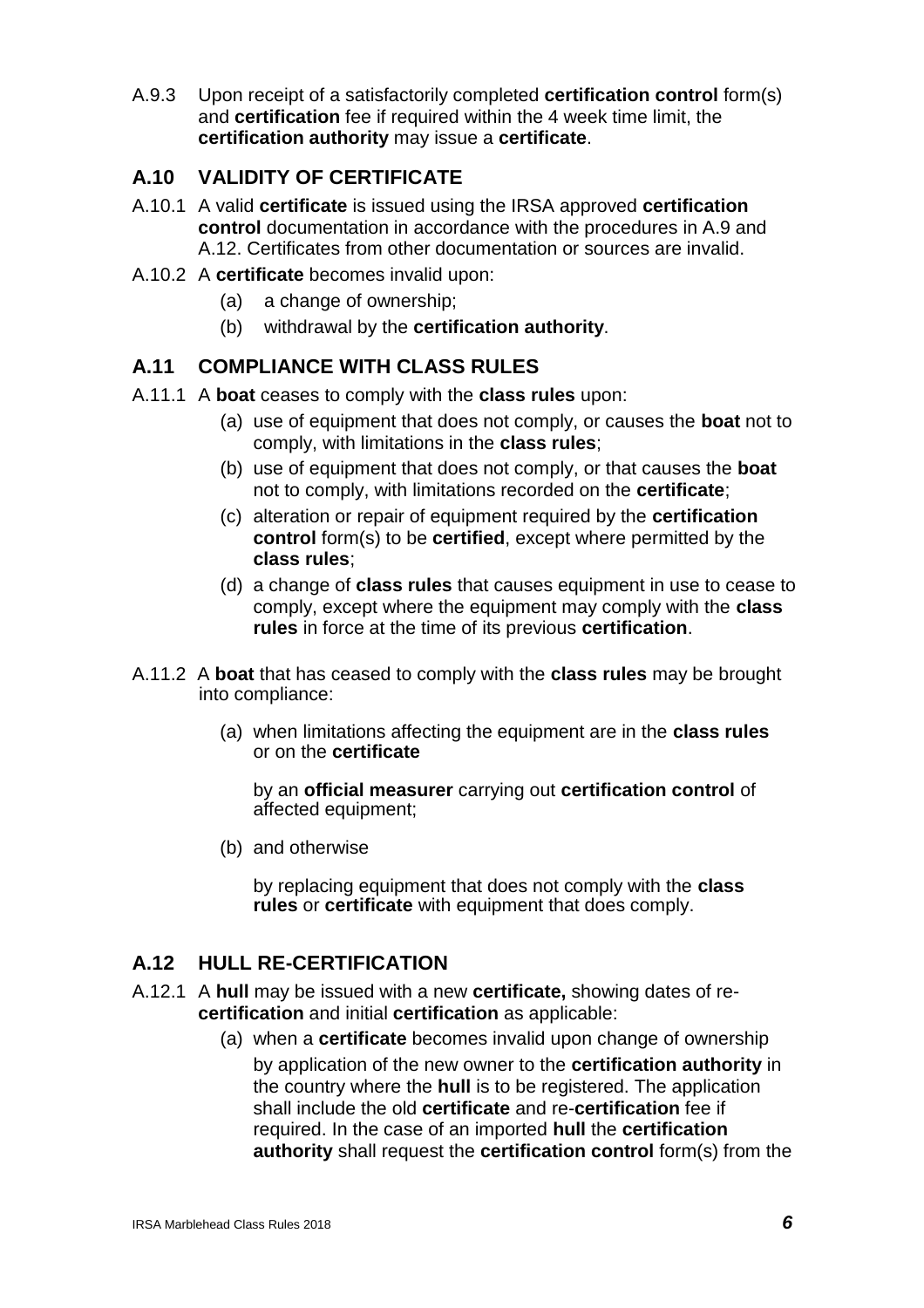A.9.3 Upon receipt of a satisfactorily completed **certification control** form(s) and **certification** fee if required within the 4 week time limit, the **certification authority** may issue a **certificate**.

## A.10 VALIDITY OF CERTIFICATE

A.10.1 A valid **certificate** is issued using the IRSA approved **certification control** documentation in accordance with the procedures in A.9 and A.12. Certificates from other documentation or sources are invalid.

A.10.2 A **certificate** becomes invalid upon:

- (a) a change of ownership;
- (b) withdrawal by the **certification authority**.

## A.11 COMPLIANCE WITH CLASS RULES

A.11.1 A **boat** ceases to comply with the **class rules** upon:

- (a) use of equipment that does not comply, or causes the **boat** not to comply, with limitations in the **class rules**;
- (b) use of equipment that does not comply, or that causes the **boat** not to comply, with limitations recorded on the **certificate**;
- (c) alteration or repair of equipment required by the **certification control** form(s) to be **certified**, except where permitted by the **class rules**;
- (d) a change of **class rules** that causes equipment in use to cease to comply, except where the equipment may comply with the **class rules** in force at the time of its previous **certification**.

A.11.2 A **boat** that has ceased to comply with the **class rules** may be brought into compliance:

- (a) when limitations affecting the equipment are in the **class rules** or on the **certificate**

  by an **official measurer** carrying out **certification control** of affected equipment;

- (b) and otherwise

  by replacing equipment that does not comply with the **class rules** or **certificate** with equipment that does comply.

## A.12 HULL RE-CERTIFICATION

A.12.1 A **hull** may be issued with a new **certificate,** showing dates of re-**certification** and initial **certification** as applicable:

- (a) when a **certificate** becomes invalid upon change of ownership

  by application of the new owner to the **certification authority** in the country where the **hull** is to be registered. The application shall include the old **certificate** and re-**certification** fee if required. In the case of an imported **hull** the **certification authority** shall request the **certification control** form(s) from the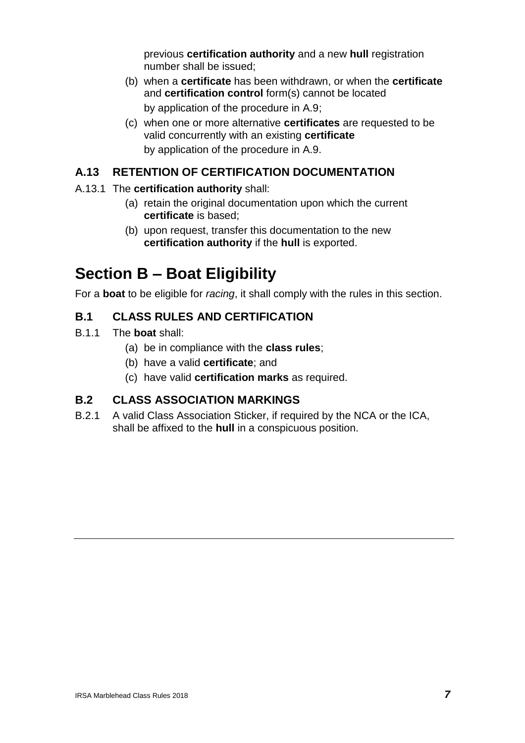previous **certification authority** and a new **hull** registration number shall be issued;

(b) when a **certificate** has been withdrawn, or when the **certificate** and **certification control** form(s) cannot be located
by application of the procedure in A.9;

(c) when one or more alternative **certificates** are requested to be valid concurrently with an existing **certificate**
by application of the procedure in A.9.

### A.13 RETENTION OF CERTIFICATION DOCUMENTATION

A.13.1 The **certification authority** shall:

(a) retain the original documentation upon which the current **certificate** is based;

(b) upon request, transfer this documentation to the new **certification authority** if the **hull** is exported.

## Section B – Boat Eligibility

For a **boat** to be eligible for *racing*, it shall comply with the rules in this section.

### B.1 CLASS RULES AND CERTIFICATION

B.1.1 The **boat** shall:

(a) be in compliance with the **class rules**;

(b) have a valid **certificate**; and

(c) have valid **certification marks** as required.

### B.2 CLASS ASSOCIATION MARKINGS

B.2.1 A valid Class Association Sticker, if required by the NCA or the ICA, shall be affixed to the **hull** in a conspicuous position.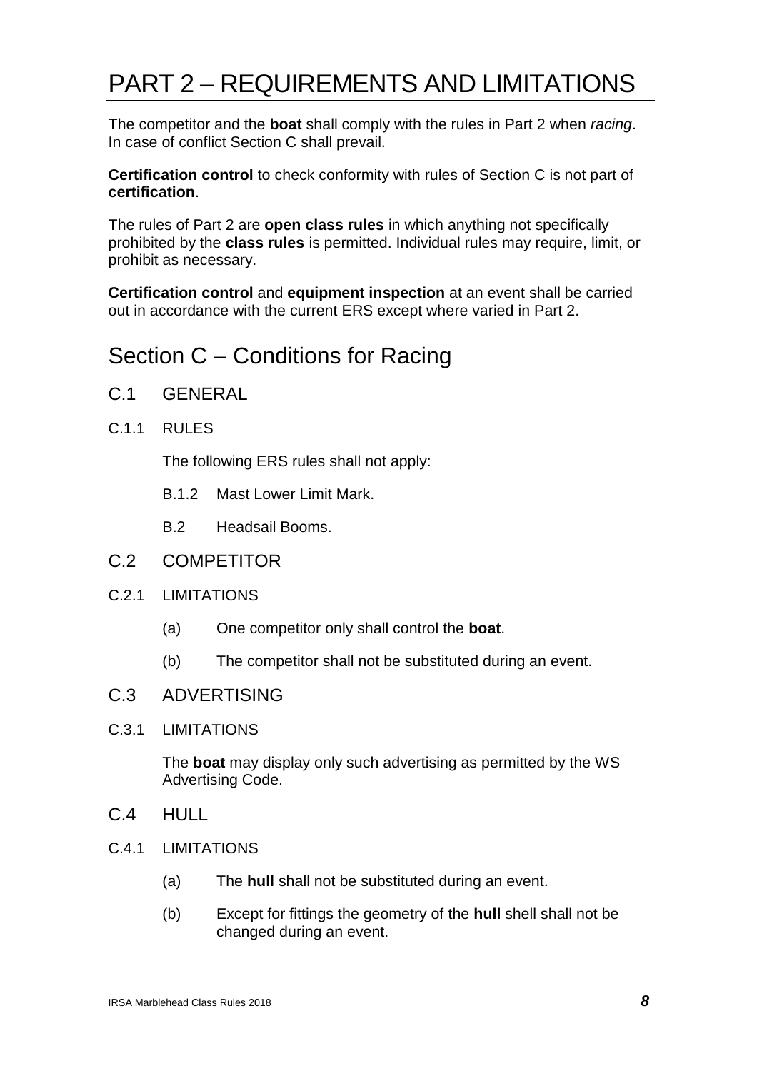# PART 2 – REQUIREMENTS AND LIMITATIONS

The competitor and the **boat** shall comply with the rules in Part 2 when *racing*. In case of conflict Section C shall prevail.

**Certification control** to check conformity with rules of Section C is not part of **certification**.

The rules of Part 2 are **open class rules** in which anything not specifically prohibited by the **class rules** is permitted. Individual rules may require, limit, or prohibit as necessary.

**Certification control** and **equipment inspection** at an event shall be carried out in accordance with the current ERS except where varied in Part 2.

## Section C – Conditions for Racing

### C.1 GENERAL

#### C.1.1 RULES

The following ERS rules shall not apply:

B.1.2 Mast Lower Limit Mark.

B.2 Headsail Booms.

### C.2 COMPETITOR

#### C.2.1 LIMITATIONS

(a) One competitor only shall control the **boat**.

(b) The competitor shall not be substituted during an event.

### C.3 ADVERTISING

#### C.3.1 LIMITATIONS

The **boat** may display only such advertising as permitted by the WS Advertising Code.

### C.4 HULL

#### C.4.1 LIMITATIONS

(a) The **hull** shall not be substituted during an event.

(b) Except for fittings the geometry of the **hull** shell shall not be changed during an event.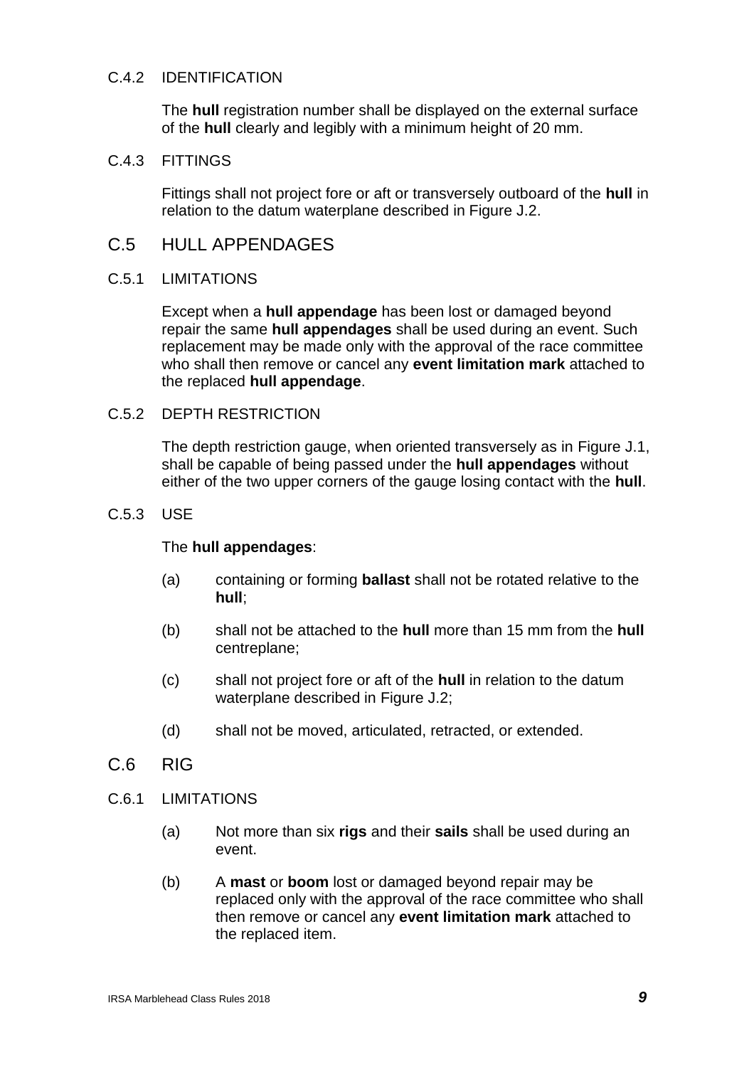### C.4.2 IDENTIFICATION

The **hull** registration number shall be displayed on the external surface of the **hull** clearly and legibly with a minimum height of 20 mm.

### C.4.3 FITTINGS

Fittings shall not project fore or aft or transversely outboard of the **hull** in relation to the datum waterplane described in Figure J.2.

## C.5 HULL APPENDAGES

### C.5.1 LIMITATIONS

Except when a **hull appendage** has been lost or damaged beyond repair the same **hull appendages** shall be used during an event. Such replacement may be made only with the approval of the race committee who shall then remove or cancel any **event limitation mark** attached to the replaced **hull appendage**.

### C.5.2 DEPTH RESTRICTION

The depth restriction gauge, when oriented transversely as in Figure J.1, shall be capable of being passed under the **hull appendages** without either of the two upper corners of the gauge losing contact with the **hull**.

### C.5.3 USE

The **hull appendages**:

(a) containing or forming **ballast** shall not be rotated relative to the **hull**;

(b) shall not be attached to the **hull** more than 15 mm from the **hull** centreplane;

(c) shall not project fore or aft of the **hull** in relation to the datum waterplane described in Figure J.2;

(d) shall not be moved, articulated, retracted, or extended.

## C.6 RIG

### C.6.1 LIMITATIONS

(a) Not more than six **rigs** and their **sails** shall be used during an event.

(b) A **mast** or **boom** lost or damaged beyond repair may be replaced only with the approval of the race committee who shall then remove or cancel any **event limitation mark** attached to the replaced item.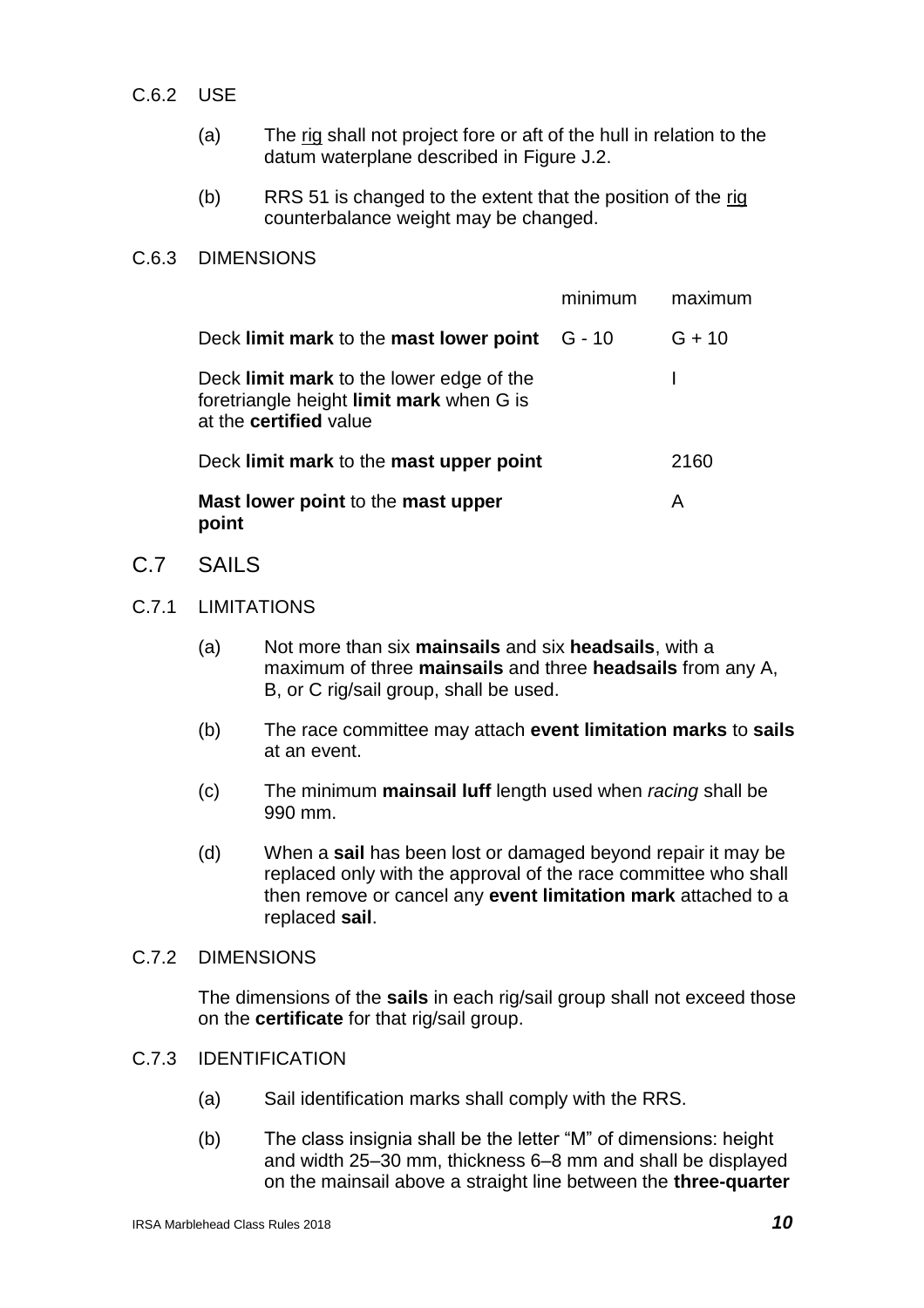C.6.2 USE

(a) The <u>rig</u> shall not project fore or aft of the hull in relation to the datum waterplane described in Figure J.2.

(b) RRS 51 is changed to the extent that the position of the <u>rig</u> counterbalance weight may be changed.

C.6.3 DIMENSIONS

| | minimum | maximum |
|---|---|---|
| Deck **limit mark** to the **mast lower point** | G - 10 | G + 10 |
| Deck **limit mark** to the lower edge of the foretriangle height **limit mark** when G is at the **certified** value | | I |
| Deck **limit mark** to the **mast upper point** | | 2160 |
| **Mast lower point** to the **mast upper point** | | A |

## C.7 SAILS

C.7.1 LIMITATIONS

(a) Not more than six **mainsails** and six **headsails**, with a maximum of three **mainsails** and three **headsails** from any A, B, or C rig/sail group, shall be used.

(b) The race committee may attach **event limitation marks** to **sails** at an event.

(c) The minimum **mainsail luff** length used when *racing* shall be 990 mm.

(d) When a **sail** has been lost or damaged beyond repair it may be replaced only with the approval of the race committee who shall then remove or cancel any **event limitation mark** attached to a replaced **sail**.

C.7.2 DIMENSIONS

The dimensions of the **sails** in each rig/sail group shall not exceed those on the **certificate** for that rig/sail group.

C.7.3 IDENTIFICATION

(a) Sail identification marks shall comply with the RRS.

(b) The class insignia shall be the letter "M" of dimensions: height and width 25–30 mm, thickness 6–8 mm and shall be displayed on the mainsail above a straight line between the **three-quarter**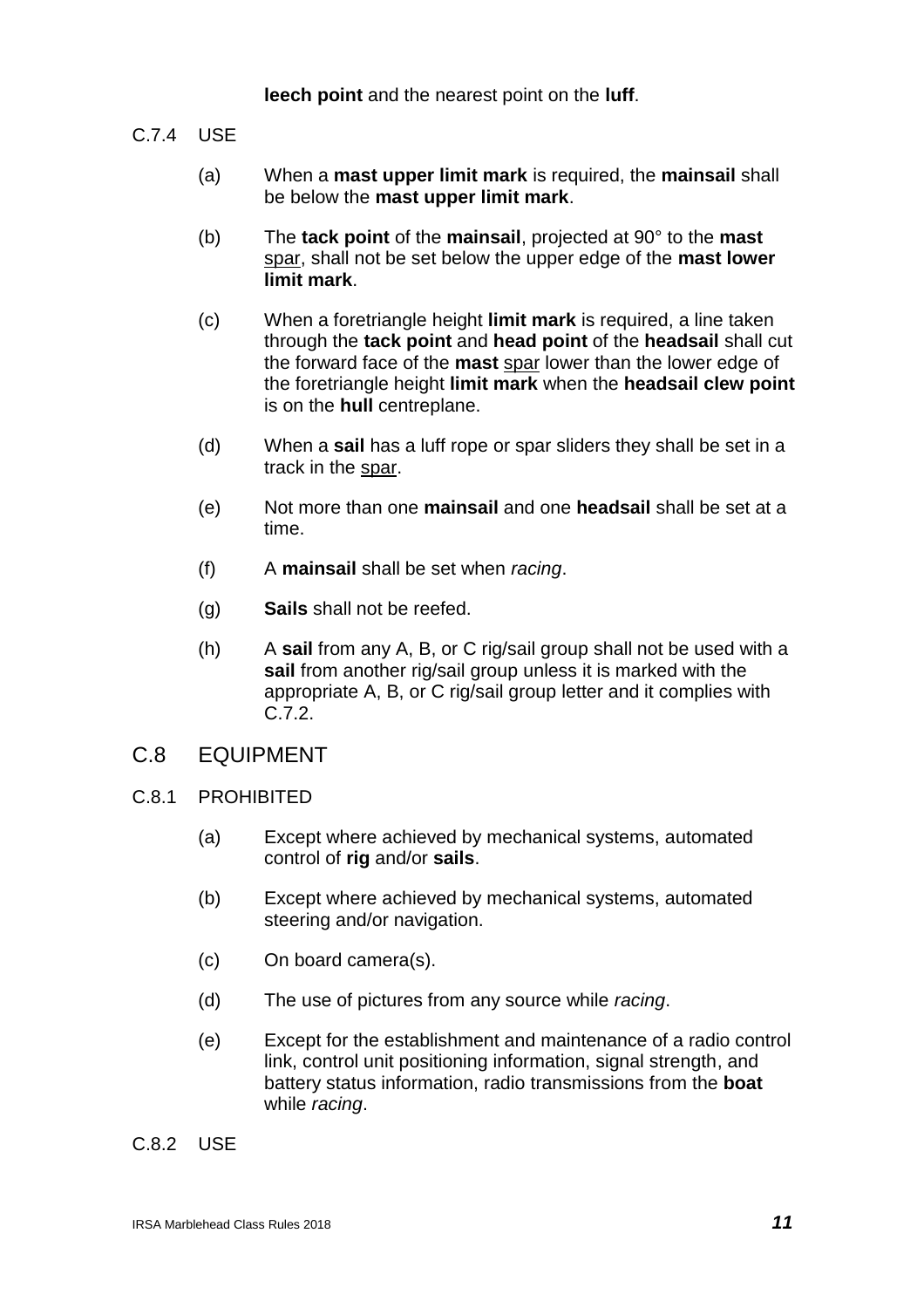**leech point** and the nearest point on the **luff**.

C.7.4 USE

(a) When a **mast upper limit mark** is required, the **mainsail** shall be below the **mast upper limit mark**.

(b) The **tack point** of the **mainsail**, projected at 90° to the **mast** <u>spar</u>, shall not be set below the upper edge of the **mast lower limit mark**.

(c) When a foretriangle height **limit mark** is required, a line taken through the **tack point** and **head point** of the **headsail** shall cut the forward face of the **mast** <u>spar</u> lower than the lower edge of the foretriangle height **limit mark** when the **headsail clew point** is on the **hull** centreplane.

(d) When a **sail** has a luff rope or spar sliders they shall be set in a track in the <u>spar</u>.

(e) Not more than one **mainsail** and one **headsail** shall be set at a time.

(f) A **mainsail** shall be set when *racing*.

(g) **Sails** shall not be reefed.

(h) A **sail** from any A, B, or C rig/sail group shall not be used with a **sail** from another rig/sail group unless it is marked with the appropriate A, B, or C rig/sail group letter and it complies with C.7.2.

## C.8 EQUIPMENT

C.8.1 PROHIBITED

(a) Except where achieved by mechanical systems, automated control of **rig** and/or **sails**.

(b) Except where achieved by mechanical systems, automated steering and/or navigation.

(c) On board camera(s).

(d) The use of pictures from any source while *racing*.

(e) Except for the establishment and maintenance of a radio control link, control unit positioning information, signal strength, and battery status information, radio transmissions from the **boat** while *racing*.

C.8.2 USE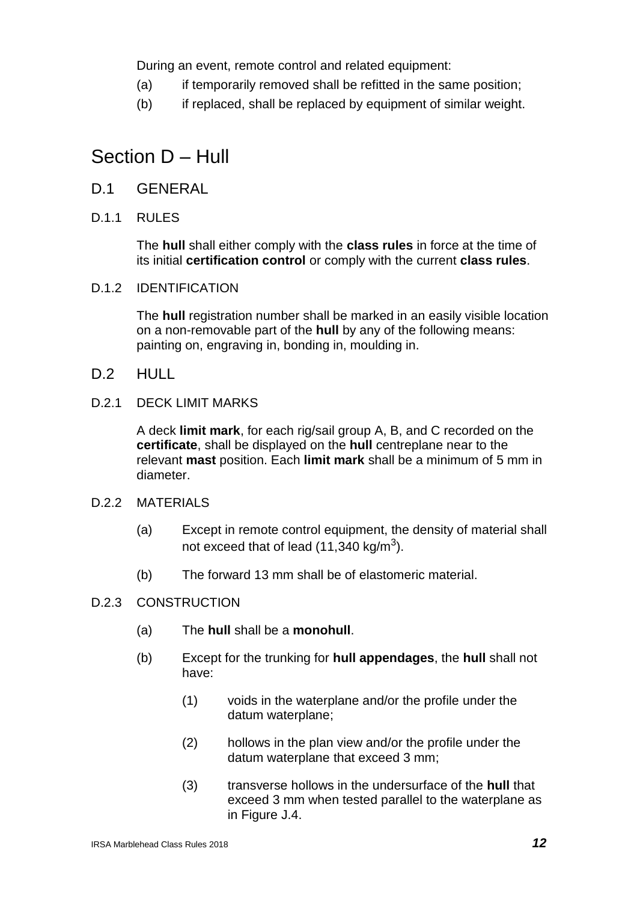During an event, remote control and related equipment:

(a) if temporarily removed shall be refitted in the same position;

(b) if replaced, shall be replaced by equipment of similar weight.

# Section D – Hull

## D.1 GENERAL

### D.1.1 RULES

The **hull** shall either comply with the **class rules** in force at the time of its initial **certification control** or comply with the current **class rules**.

### D.1.2 IDENTIFICATION

The **hull** registration number shall be marked in an easily visible location on a non-removable part of the **hull** by any of the following means: painting on, engraving in, bonding in, moulding in.

## D.2 HULL

### D.2.1 DECK LIMIT MARKS

A deck **limit mark**, for each rig/sail group A, B, and C recorded on the **certificate**, shall be displayed on the **hull** centreplane near to the relevant **mast** position. Each **limit mark** shall be a minimum of 5 mm in diameter.

### D.2.2 MATERIALS

(a) Except in remote control equipment, the density of material shall not exceed that of lead (11,340 kg/m$^3$).

(b) The forward 13 mm shall be of elastomeric material.

### D.2.3 CONSTRUCTION

(a) The **hull** shall be a **monohull**.

(b) Except for the trunking for **hull appendages**, the **hull** shall not have:

(1) voids in the waterplane and/or the profile under the datum waterplane;

(2) hollows in the plan view and/or the profile under the datum waterplane that exceed 3 mm;

(3) transverse hollows in the undersurface of the **hull** that exceed 3 mm when tested parallel to the waterplane as in Figure J.4.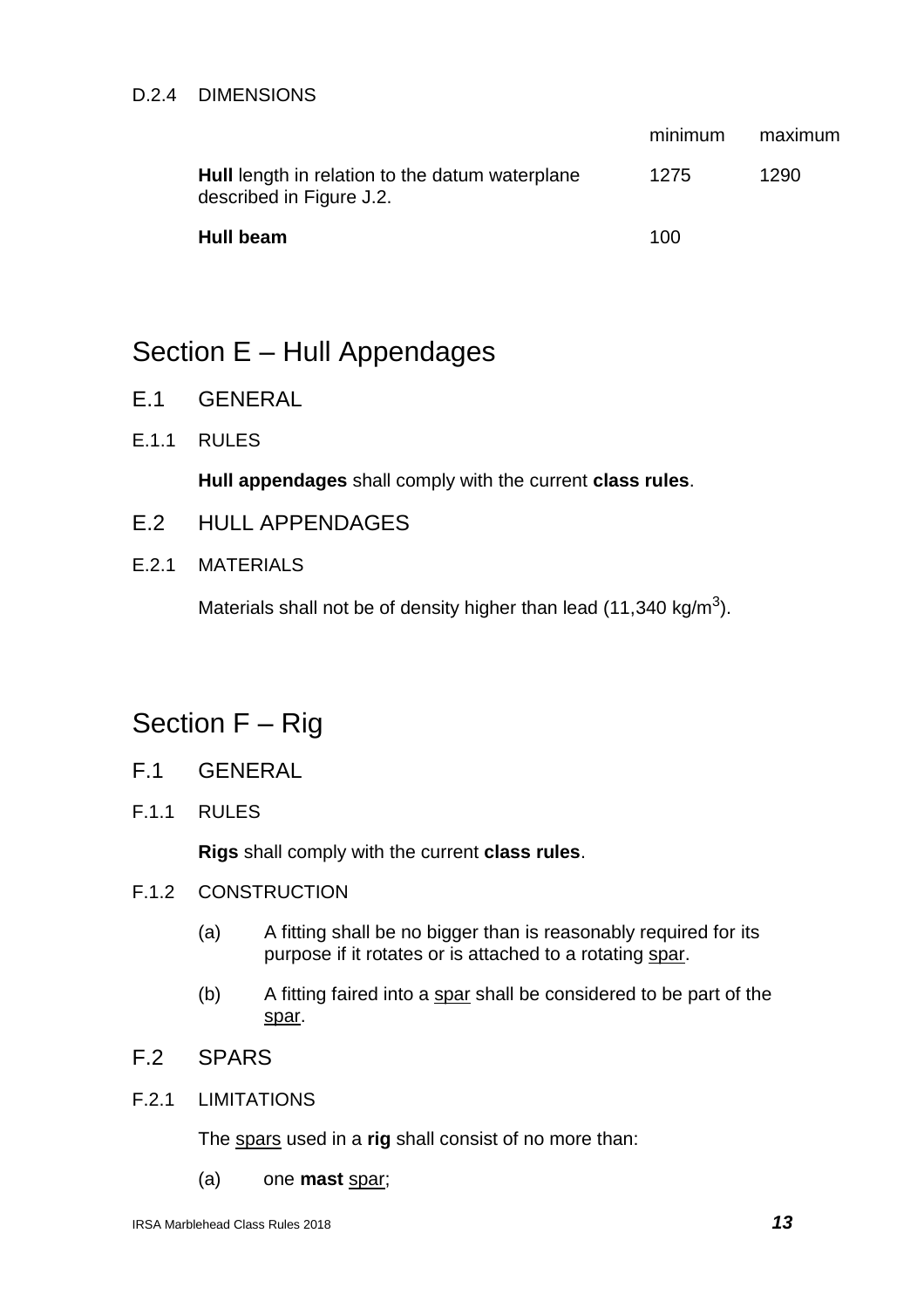D.2.4 DIMENSIONS

| | minimum | maximum |
|---|---|---|
| **Hull** length in relation to the datum waterplane described in Figure J.2. | 1275 | 1290 |
| **Hull beam** | 100 | |

# Section E – Hull Appendages

## E.1 GENERAL

E.1.1 RULES

**Hull appendages** shall comply with the current **class rules**.

## E.2 HULL APPENDAGES

E.2.1 MATERIALS

Materials shall not be of density higher than lead (11,340 kg/m$^3$).

# Section F – Rig

## F.1 GENERAL

F.1.1 RULES

**Rigs** shall comply with the current **class rules**.

F.1.2 CONSTRUCTION

(a) A fitting shall be no bigger than is reasonably required for its purpose if it rotates or is attached to a rotating spar.

(b) A fitting faired into a spar shall be considered to be part of the spar.

## F.2 SPARS

F.2.1 LIMITATIONS

The spars used in a **rig** shall consist of no more than:

(a) one **mast** spar;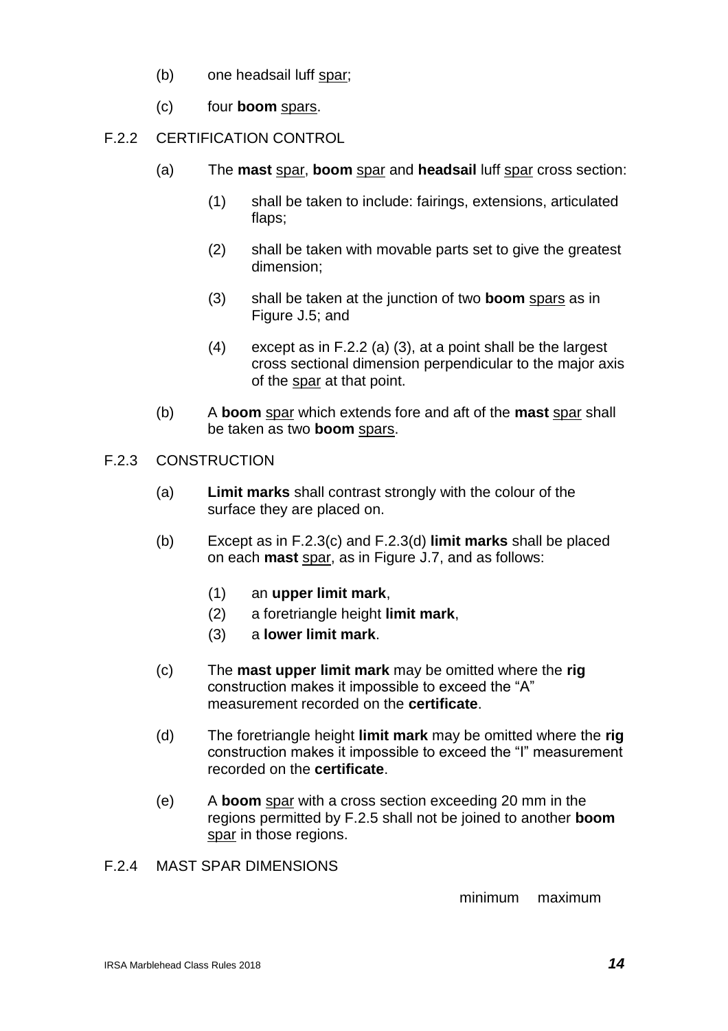(b) one headsail luff spar;

(c) four **boom** spars.

F.2.2 CERTIFICATION CONTROL

(a) The **mast** spar, **boom** spar and **headsail** luff spar cross section:

(1) shall be taken to include: fairings, extensions, articulated flaps;

(2) shall be taken with movable parts set to give the greatest dimension;

(3) shall be taken at the junction of two **boom** spars as in Figure J.5; and

(4) except as in F.2.2 (a) (3), at a point shall be the largest cross sectional dimension perpendicular to the major axis of the spar at that point.

(b) A **boom** spar which extends fore and aft of the **mast** spar shall be taken as two **boom** spars.

F.2.3 CONSTRUCTION

(a) **Limit marks** shall contrast strongly with the colour of the surface they are placed on.

(b) Except as in F.2.3(c) and F.2.3(d) **limit marks** shall be placed on each **mast** spar, as in Figure J.7, and as follows:

(1) an **upper limit mark**,
(2) a foretriangle height **limit mark**,
(3) a **lower limit mark**.

(c) The **mast upper limit mark** may be omitted where the **rig** construction makes it impossible to exceed the "A" measurement recorded on the **certificate**.

(d) The foretriangle height **limit mark** may be omitted where the **rig** construction makes it impossible to exceed the "I" measurement recorded on the **certificate**.

(e) A **boom** spar with a cross section exceeding 20 mm in the regions permitted by F.2.5 shall not be joined to another **boom** spar in those regions.

F.2.4 MAST SPAR DIMENSIONS

minimum maximum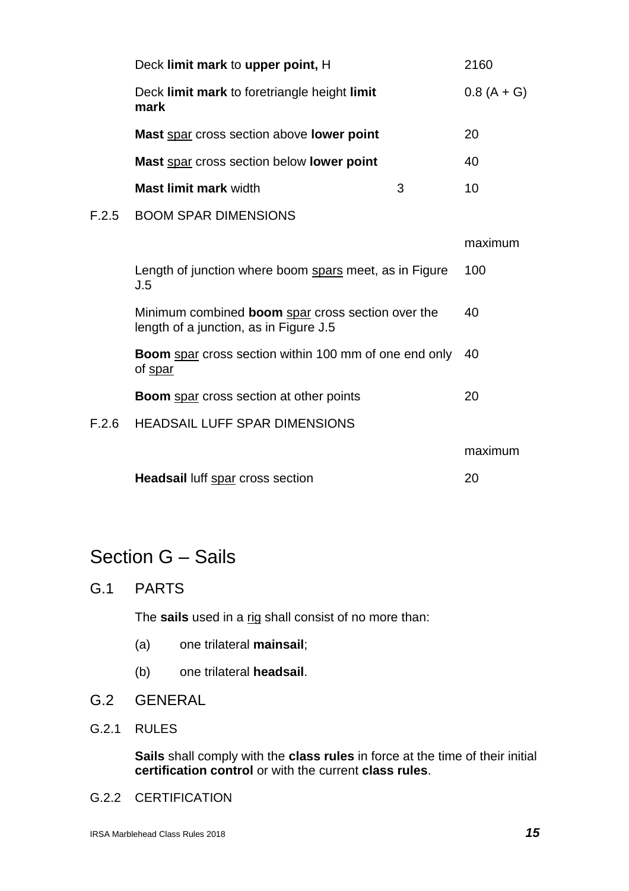| | | |
|---|---|---|
| Deck **limit mark** to **upper point,** H | | 2160 |
| Deck **limit mark** to foretriangle height **limit mark** | | 0.8 (A + G) |
| **Mast** spar cross section above **lower point** | | 20 |
| **Mast** spar cross section below **lower point** | | 40 |
| **Mast limit mark** width | 3 | 10 |

F.2.5 BOOM SPAR DIMENSIONS

| | maximum |
|---|---|
| Length of junction where boom spars meet, as in Figure J.5 | 100 |
| Minimum combined **boom** spar cross section over the length of a junction, as in Figure J.5 | 40 |
| **Boom** spar cross section within 100 mm of one end only of spar | 40 |
| **Boom** spar cross section at other points | 20 |

F.2.6 HEADSAIL LUFF SPAR DIMENSIONS

| | maximum |
|---|---|
| **Headsail** luff spar cross section | 20 |

# Section G – Sails

## G.1 PARTS

The **sails** used in a rig shall consist of no more than:

(a) one trilateral **mainsail**;

(b) one trilateral **headsail**.

## G.2 GENERAL

### G.2.1 RULES

**Sails** shall comply with the **class rules** in force at the time of their initial **certification control** or with the current **class rules**.

### G.2.2 CERTIFICATION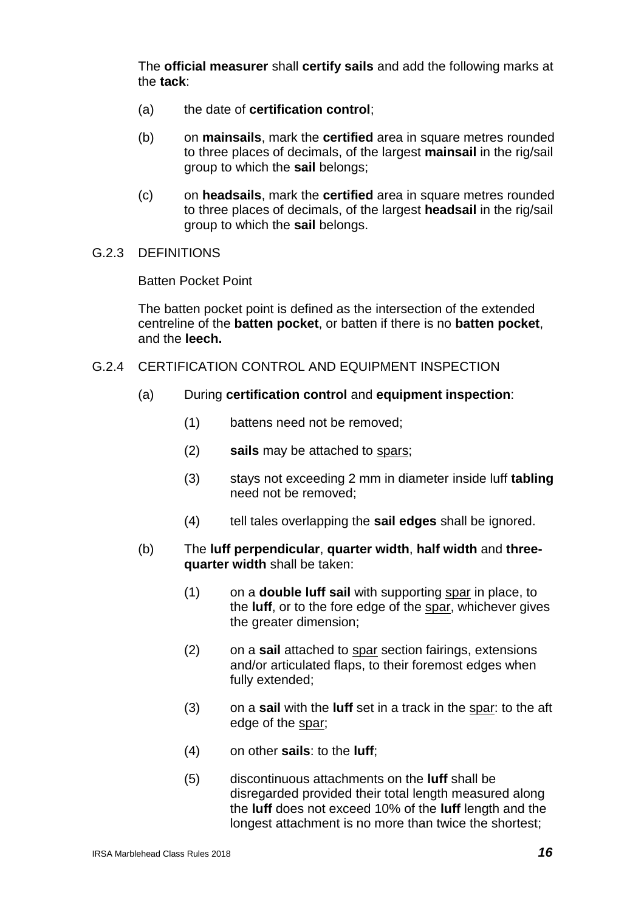The **official measurer** shall **certify sails** and add the following marks at the **tack**:

(a) the date of **certification control**;

(b) on **mainsails**, mark the **certified** area in square metres rounded to three places of decimals, of the largest **mainsail** in the rig/sail group to which the **sail** belongs;

(c) on **headsails**, mark the **certified** area in square metres rounded to three places of decimals, of the largest **headsail** in the rig/sail group to which the **sail** belongs.

G.2.3 DEFINITIONS

Batten Pocket Point

The batten pocket point is defined as the intersection of the extended centreline of the **batten pocket**, or batten if there is no **batten pocket**, and the **leech.**

G.2.4 CERTIFICATION CONTROL AND EQUIPMENT INSPECTION

(a) During **certification control** and **equipment inspection**:

(1) battens need not be removed;

(2) **sails** may be attached to spars;

(3) stays not exceeding 2 mm in diameter inside luff **tabling** need not be removed;

(4) tell tales overlapping the **sail edges** shall be ignored.

(b) The **luff perpendicular**, **quarter width**, **half width** and **three-quarter width** shall be taken:

(1) on a **double luff sail** with supporting spar in place, to the **luff**, or to the fore edge of the spar, whichever gives the greater dimension;

(2) on a **sail** attached to spar section fairings, extensions and/or articulated flaps, to their foremost edges when fully extended;

(3) on a **sail** with the **luff** set in a track in the spar: to the aft edge of the spar;

(4) on other **sails**: to the **luff**;

(5) discontinuous attachments on the **luff** shall be disregarded provided their total length measured along the **luff** does not exceed 10% of the **luff** length and the longest attachment is no more than twice the shortest;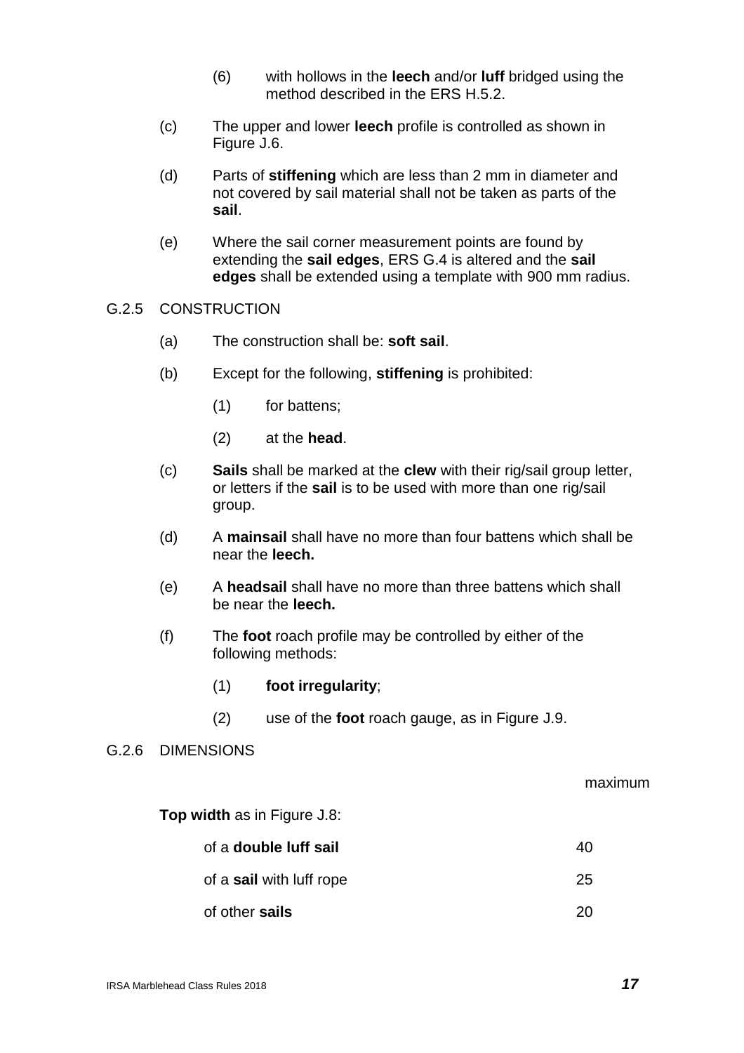(6) with hollows in the **leech** and/or **luff** bridged using the method described in the ERS H.5.2.

(c) The upper and lower **leech** profile is controlled as shown in Figure J.6.

(d) Parts of **stiffening** which are less than 2 mm in diameter and not covered by sail material shall not be taken as parts of the **sail**.

(e) Where the sail corner measurement points are found by extending the **sail edges**, ERS G.4 is altered and the **sail edges** shall be extended using a template with 900 mm radius.

G.2.5 CONSTRUCTION

(a) The construction shall be: **soft sail**.

(b) Except for the following, **stiffening** is prohibited:

(1) for battens;

(2) at the **head**.

(c) **Sails** shall be marked at the **clew** with their rig/sail group letter, or letters if the **sail** is to be used with more than one rig/sail group.

(d) A **mainsail** shall have no more than four battens which shall be near the **leech.**

(e) A **headsail** shall have no more than three battens which shall be near the **leech.**

(f) The **foot** roach profile may be controlled by either of the following methods:

(1) **foot irregularity**;

(2) use of the **foot** roach gauge, as in Figure J.9.

G.2.6 DIMENSIONS

| | maximum |
|---|---|
| **Top width** as in Figure J.8: | |
| of a **double luff sail** | 40 |
| of a **sail** with luff rope | 25 |
| of other **sails** | 20 |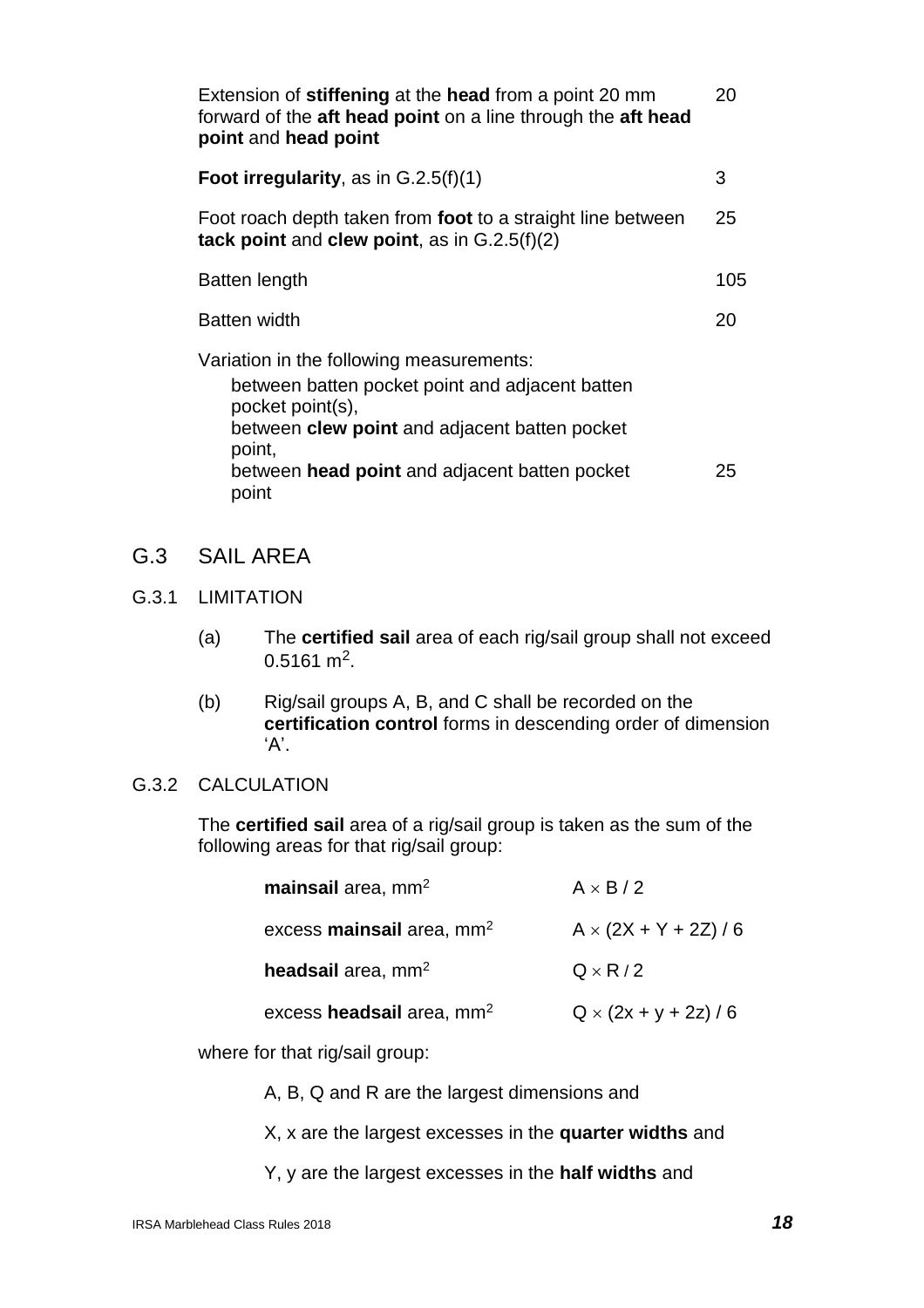| | |
|---|---|
| Extension of **stiffening** at the **head** from a point 20 mm forward of the **aft head point** on a line through the **aft head point** and **head point** | 20 |
| **Foot irregularity**, as in G.2.5(f)(1) | 3 |
| Foot roach depth taken from **foot** to a straight line between **tack point** and **clew point**, as in G.2.5(f)(2) | 25 |
| Batten length | 105 |
| Batten width | 20 |
| Variation in the following measurements: between batten pocket point and adjacent batten pocket point(s), between **clew point** and adjacent batten pocket point, between **head point** and adjacent batten pocket point | 25 |

## G.3 SAIL AREA

### G.3.1 LIMITATION

(a) The **certified sail** area of each rig/sail group shall not exceed 0.5161 $m^2$.

(b) Rig/sail groups A, B, and C shall be recorded on the **certification control** forms in descending order of dimension 'A'.

### G.3.2 CALCULATION

The **certified sail** area of a rig/sail group is taken as the sum of the following areas for that rig/sail group:

| | |
|---|---|
| **mainsail** area, $mm^2$ | $A \times B / 2$ |
| excess **mainsail** area, $mm^2$ | $A \times (2X + Y + 2Z) / 6$ |
| **headsail** area, $mm^2$ | $Q \times R / 2$ |
| excess **headsail** area, $mm^2$ | $Q \times (2x + y + 2z) / 6$ |

where for that rig/sail group:

A, B, Q and R are the largest dimensions and

X, x are the largest excesses in the **quarter widths** and

Y, y are the largest excesses in the **half widths** and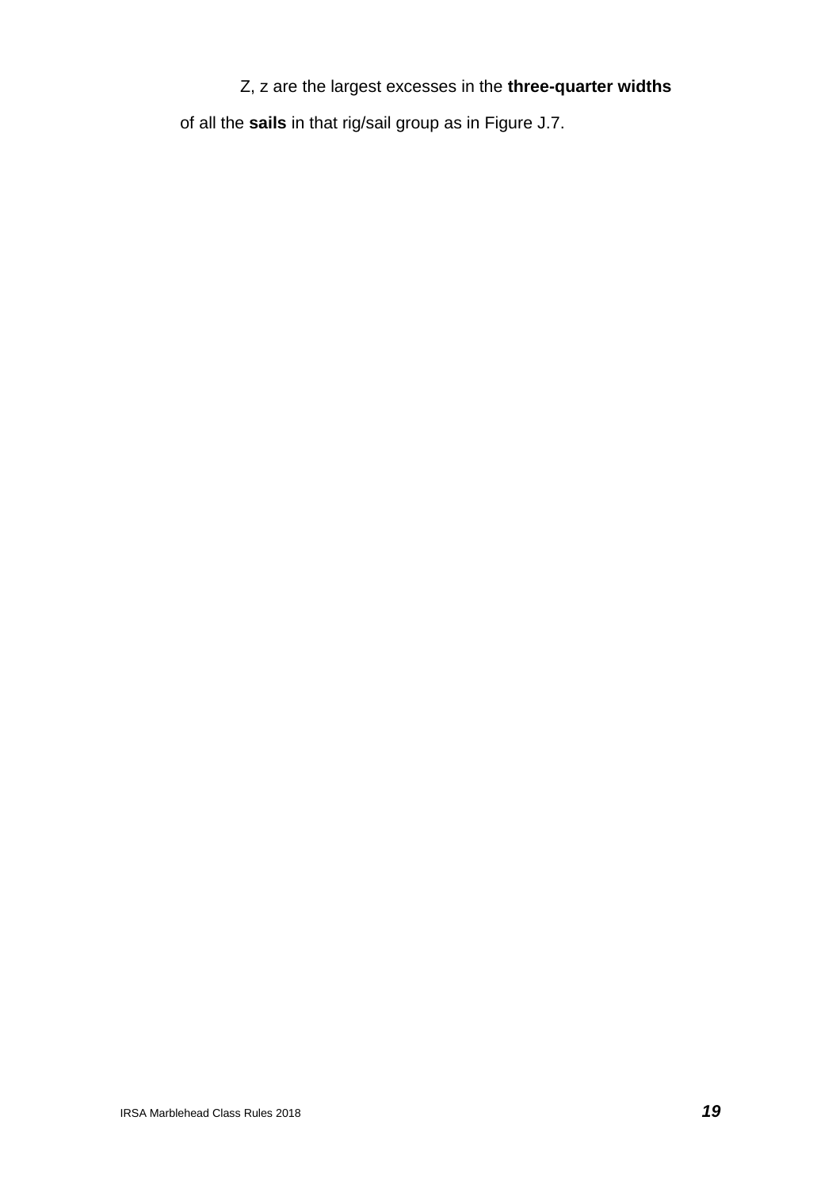Z, z are the largest excesses in the **three-quarter widths** of all the **sails** in that rig/sail group as in Figure J.7.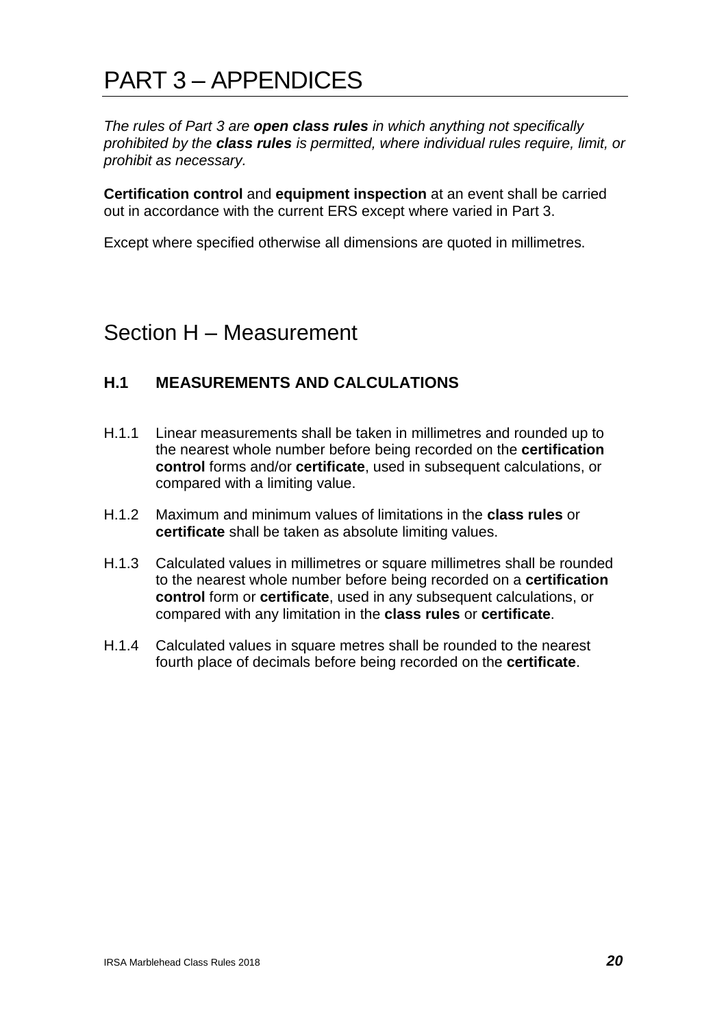# PART 3 – APPENDICES

*The rules of Part 3 are* ***open class rules*** *in which anything not specifically prohibited by the* ***class rules*** *is permitted, where individual rules require, limit, or prohibit as necessary.*

**Certification control** and **equipment inspection** at an event shall be carried out in accordance with the current ERS except where varied in Part 3.

Except where specified otherwise all dimensions are quoted in millimetres.

## Section H – Measurement

### H.1 MEASUREMENTS AND CALCULATIONS

H.1.1 Linear measurements shall be taken in millimetres and rounded up to the nearest whole number before being recorded on the **certification control** forms and/or **certificate**, used in subsequent calculations, or compared with a limiting value.

H.1.2 Maximum and minimum values of limitations in the **class rules** or **certificate** shall be taken as absolute limiting values.

H.1.3 Calculated values in millimetres or square millimetres shall be rounded to the nearest whole number before being recorded on a **certification control** form or **certificate**, used in any subsequent calculations, or compared with any limitation in the **class rules** or **certificate**.

H.1.4 Calculated values in square metres shall be rounded to the nearest fourth place of decimals before being recorded on the **certificate**.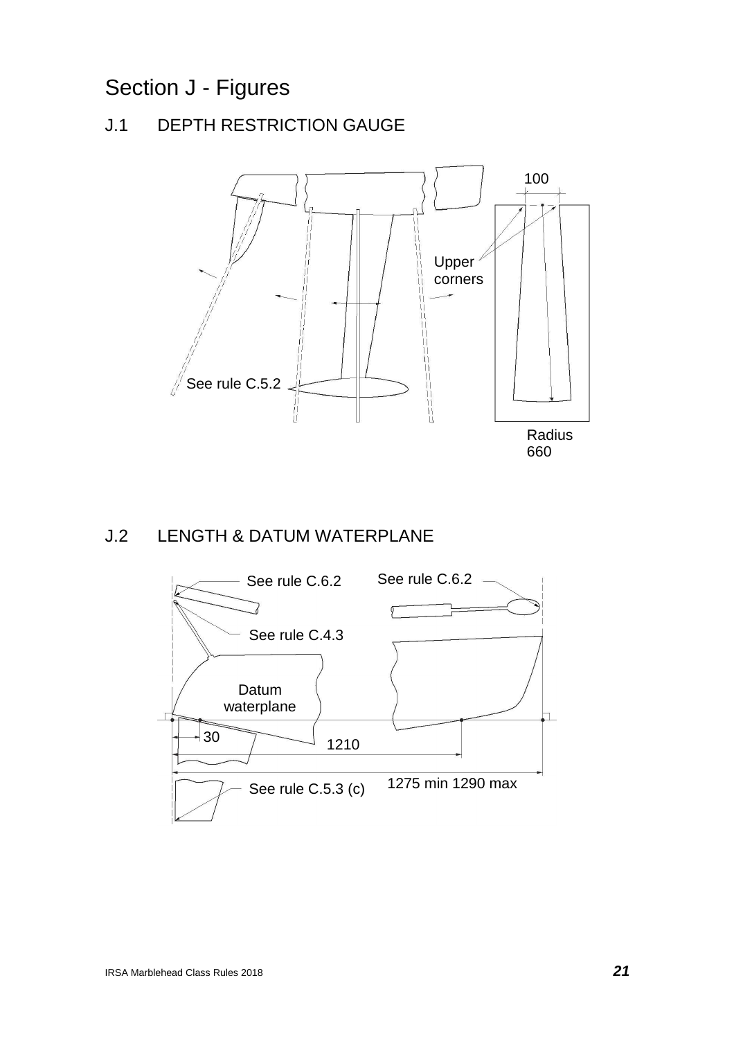# Section J - Figures

## J.1 DEPTH RESTRICTION GAUGE

100

Upper corners

See rule C.5.2

Radius 660

## J.2 LENGTH & DATUM WATERPLANE

See rule C.6.2

See rule C.6.2

See rule C.4.3

Datum waterplane

30

1210

1275 min 1290 max

See rule C.5.3 (c)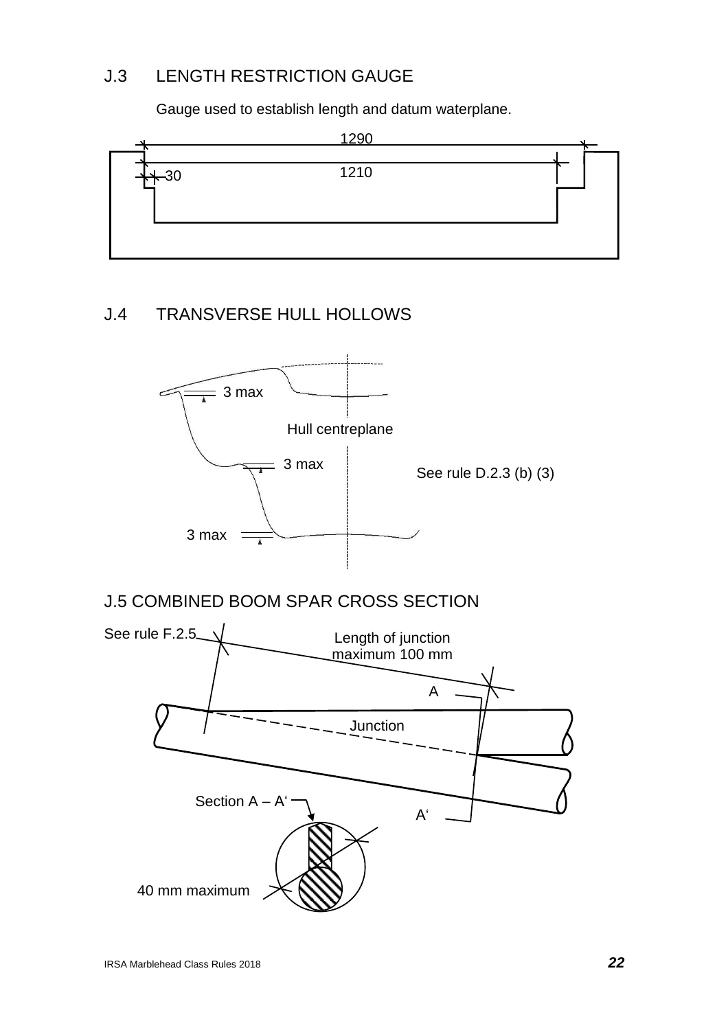## J.3 LENGTH RESTRICTION GAUGE

Gauge used to establish length and datum waterplane.

1290

1210

30

## J.4 TRANSVERSE HULL HOLLOWS

3 max

Hull centreplane

3 max

See rule D.2.3 (b) (3)

3 max

## J.5 COMBINED BOOM SPAR CROSS SECTION

See rule F.2.5

Length of junction maximum 100 mm

A

Junction

Section A – A‘

A‘

40 mm maximum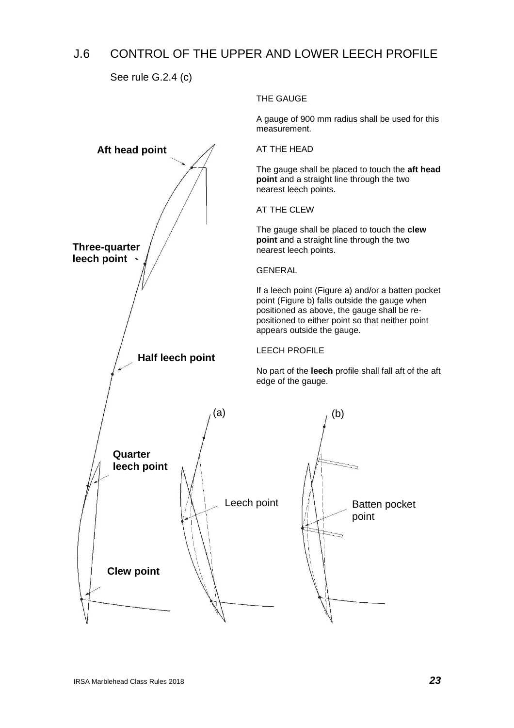## J.6 CONTROL OF THE UPPER AND LOWER LEECH PROFILE

See rule G.2.4 (c)

THE GAUGE

A gauge of 900 mm radius shall be used for this measurement.

AT THE HEAD

The gauge shall be placed to touch the **aft head point** and a straight line through the two nearest leech points.

AT THE CLEW

The gauge shall be placed to touch the **clew point** and a straight line through the two nearest leech points.

GENERAL

If a leech point (Figure a) and/or a batten pocket point (Figure b) falls outside the gauge when positioned as above, the gauge shall be re-positioned to either point so that neither point appears outside the gauge.

LEECH PROFILE

No part of the **leech** profile shall fall aft of the aft edge of the gauge.

**Aft head point**

**Three-quarter leech point**

**Half leech point**

**Quarter leech point**

**Clew point**

(a)

Leech point

(b)

Batten pocket point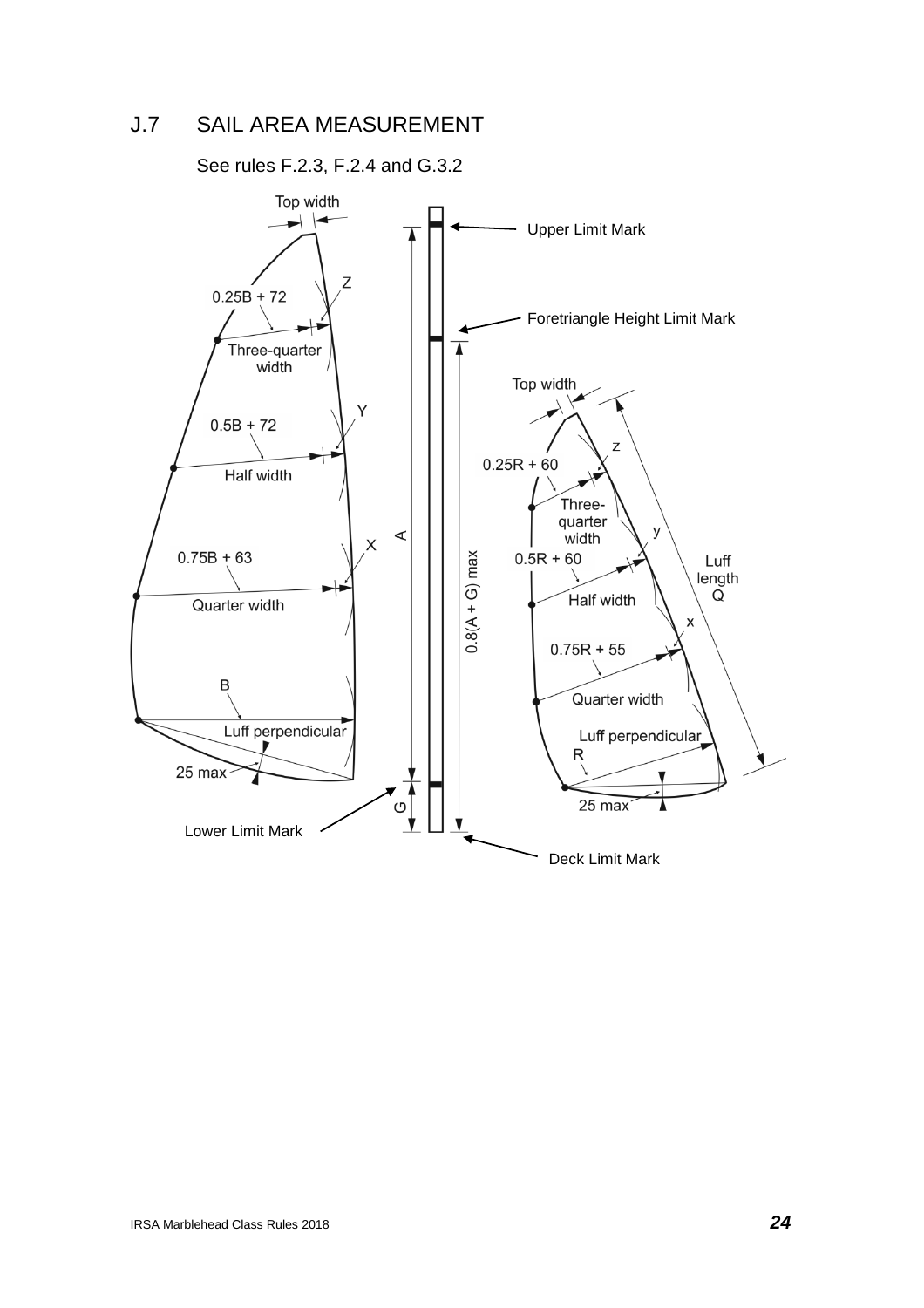## J.7 SAIL AREA MEASUREMENT

See rules F.2.3, F.2.4 and G.3.2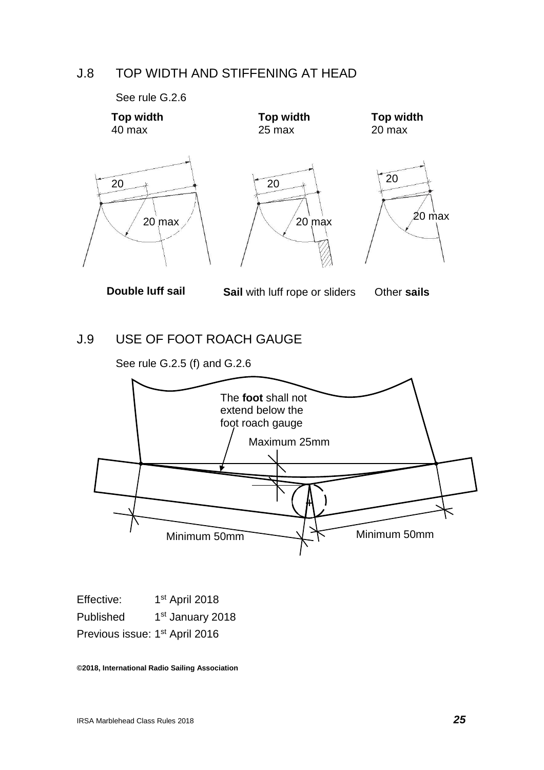## J.8 TOP WIDTH AND STIFFENING AT HEAD

See rule G.2.6

**Top width**
40 max

**Top width**
25 max

**Top width**
20 max

20

20 max

20

20 max

20

20 max

**Double luff sail**

**Sail** with luff rope or sliders

Other **sails**

## J.9 USE OF FOOT ROACH GAUGE

See rule G.2.5 (f) and G.2.6

The **foot** shall not extend below the foot roach gauge

Maximum 25mm

Minimum 50mm

Minimum 50mm

Effective: 1st April 2018

Published 1st January 2018

Previous issue: 1st April 2016

**©2018, International Radio Sailing Association**